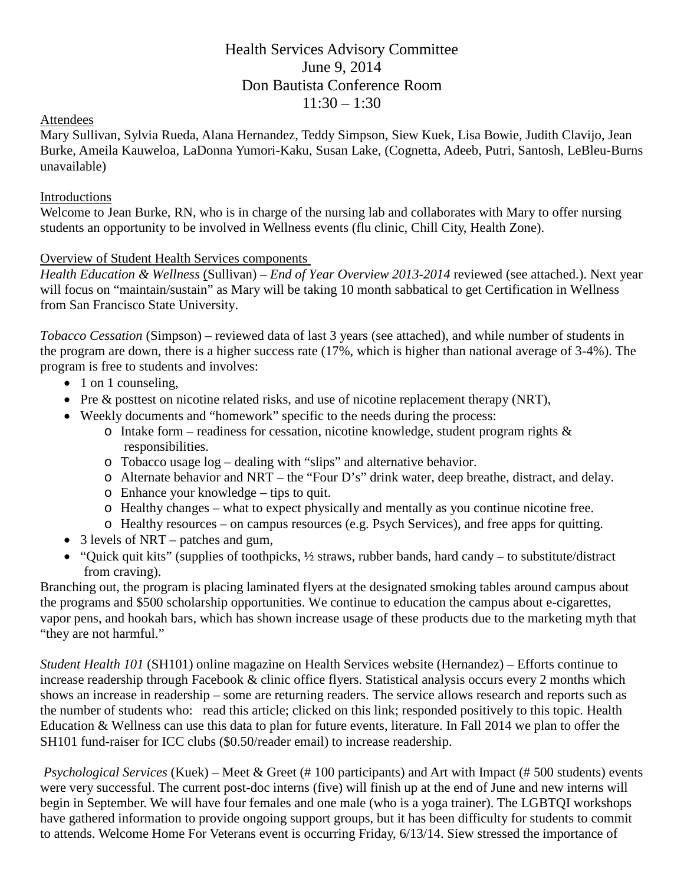# Health Services Advisory Committee

June 9, 2014

Don Bautista Conference Room

11:30 – 1:30

## Attendees

Mary Sullivan, Sylvia Rueda, Alana Hernandez, Teddy Simpson, Siew Kuek, Lisa Bowie, Judith Clavijo, Jean Burke, Ameila Kauweloa, LaDonna Yumori-Kaku, Susan Lake, (Cognetta, Adeeb, Putri, Santosh, LeBleu-Burns unavailable)

## Introductions

Welcome to Jean Burke, RN, who is in charge of the nursing lab and collaborates with Mary to offer nursing students an opportunity to be involved in Wellness events (flu clinic, Chill City, Health Zone).

## Overview of Student Health Services components

*Health Education & Wellness* (Sullivan) – *End of Year Overview 2013-2014* reviewed (see attached.). Next year will focus on "maintain/sustain" as Mary will be taking 10 month sabbatical to get Certification in Wellness from San Francisco State University.

*Tobacco Cessation* (Simpson) – reviewed data of last 3 years (see attached), and while number of students in the program are down, there is a higher success rate (17%, which is higher than national average of 3-4%). The program is free to students and involves:

- 1 on 1 counseling,
- Pre & posttest on nicotine related risks, and use of nicotine replacement therapy (NRT),
- Weekly documents and "homework" specific to the needs during the process:
  - Intake form – readiness for cessation, nicotine knowledge, student program rights & responsibilities.
  - Tobacco usage log – dealing with "slips" and alternative behavior.
  - Alternate behavior and NRT – the "Four D's" drink water, deep breathe, distract, and delay.
  - Enhance your knowledge – tips to quit.
  - Healthy changes – what to expect physically and mentally as you continue nicotine free.
  - Healthy resources – on campus resources (e.g. Psych Services), and free apps for quitting.
- 3 levels of NRT – patches and gum,
- "Quick quit kits" (supplies of toothpicks, ½ straws, rubber bands, hard candy – to substitute/distract from craving).

Branching out, the program is placing laminated flyers at the designated smoking tables around campus about the programs and $500 scholarship opportunities. We continue to education the campus about e-cigarettes, vapor pens, and hookah bars, which has shown increase usage of these products due to the marketing myth that "they are not harmful."

*Student Health 101* (SH101) online magazine on Health Services website (Hernandez) – Efforts continue to increase readership through Facebook & clinic office flyers. Statistical analysis occurs every 2 months which shows an increase in readership – some are returning readers. The service allows research and reports such as the number of students who: read this article; clicked on this link; responded positively to this topic. Health Education & Wellness can use this data to plan for future events, literature. In Fall 2014 we plan to offer the SH101 fund-raiser for ICC clubs ($0.50/reader email) to increase readership.

*Psychological Services* (Kuek) – Meet & Greet (# 100 participants) and Art with Impact (# 500 students) events were very successful. The current post-doc interns (five) will finish up at the end of June and new interns will begin in September. We will have four females and one male (who is a yoga trainer). The LGBTQI workshops have gathered information to provide ongoing support groups, but it has been difficulty for students to commit to attends. Welcome Home For Veterans event is occurring Friday, 6/13/14. Siew stressed the importance of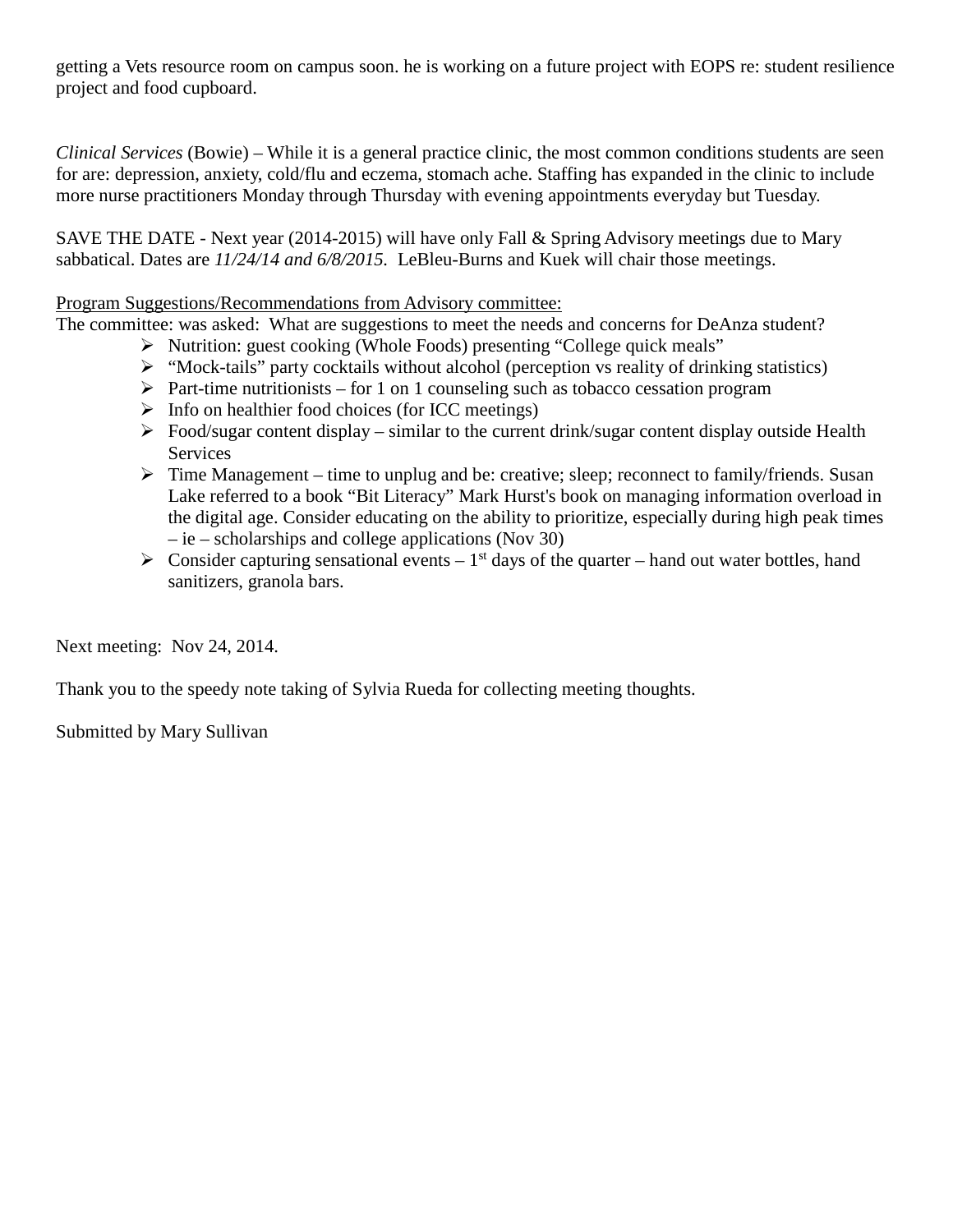getting a Vets resource room on campus soon. he is working on a future project with EOPS re: student resilience project and food cupboard.

*Clinical Services* (Bowie) – While it is a general practice clinic, the most common conditions students are seen for are: depression, anxiety, cold/flu and eczema, stomach ache. Staffing has expanded in the clinic to include more nurse practitioners Monday through Thursday with evening appointments everyday but Tuesday.

SAVE THE DATE - Next year (2014-2015) will have only Fall & Spring Advisory meetings due to Mary sabbatical. Dates are *11/24/14 and 6/8/2015.* LeBleu-Burns and Kuek will chair those meetings.

<u>Program Suggestions/Recommendations from Advisory committee:</u>
The committee: was asked: What are suggestions to meet the needs and concerns for DeAnza student?

- Nutrition: guest cooking (Whole Foods) presenting "College quick meals"
- "Mock-tails" party cocktails without alcohol (perception vs reality of drinking statistics)
- Part-time nutritionists – for 1 on 1 counseling such as tobacco cessation program
- Info on healthier food choices (for ICC meetings)
- Food/sugar content display – similar to the current drink/sugar content display outside Health Services
- Time Management – time to unplug and be: creative; sleep; reconnect to family/friends. Susan Lake referred to a book "Bit Literacy" Mark Hurst's book on managing information overload in the digital age. Consider educating on the ability to prioritize, especially during high peak times – ie – scholarships and college applications (Nov 30)
- Consider capturing sensational events – 1st days of the quarter – hand out water bottles, hand sanitizers, granola bars.

Next meeting: Nov 24, 2014.

Thank you to the speedy note taking of Sylvia Rueda for collecting meeting thoughts.

Submitted by Mary Sullivan